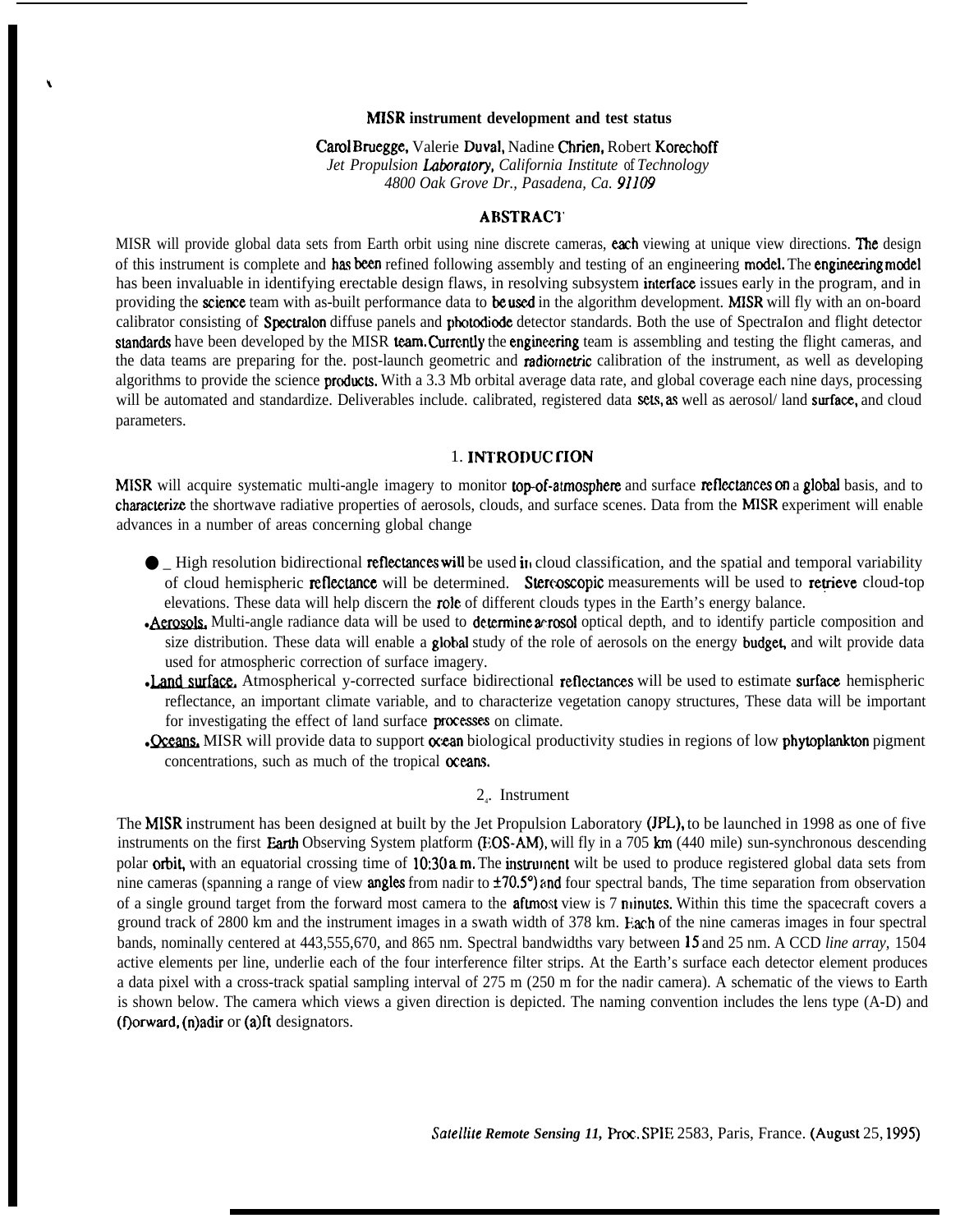# MISR instrument development and test status

Carol Bruegge, Valerie Duval, Nadine Chrien, Robert Korechoff
*Jet Propulsion Laboratory, California Institute of Technology*
*4800 Oak Grove Dr., Pasadena, Ca. 91109*

## ABSTRACT

MISR will provide global data sets from Earth orbit using nine discrete cameras, each viewing at unique view directions. The design of this instrument is complete and has been refined following assembly and testing of an engineering model. The engineering model has been invaluable in identifying erectable design flaws, in resolving subsystem interface issues early in the program, and in providing the science team with as-built performance data to be used in the algorithm development. MISR will fly with an on-board calibrator consisting of Spectralon diffuse panels and photodiode detector standards. Both the use of SpectraIon and flight detector standards have been developed by the MISR team. Currently the engineering team is assembling and testing the flight cameras, and the data teams are preparing for the. post-launch geometric and radiometric calibration of the instrument, as well as developing algorithms to provide the science products. With a 3.3 Mb orbital average data rate, and global coverage each nine days, processing will be automated and standardize. Deliverables include. calibrated, registered data sets, as well as aerosol/ land surface, and cloud parameters.

## 1. INTRODUCTION

MISR will acquire systematic multi-angle imagery to monitor top-of-atmosphere and surface reflectances on a global basis, and to characterize the shortwave radiative properties of aerosols, clouds, and surface scenes. Data from the MISR experiment will enable advances in a number of areas concerning global change

- _ High resolution bidirectional reflectances will be used in cloud classification, and the spatial and temporal variability of cloud hemispheric reflectance will be determined. Stereoscopic measurements will be used to retrieve cloud-top elevations. These data will help discern the role of different clouds types in the Earth's energy balance.
- Aerosols. Multi-angle radiance data will be used to determine aerosol optical depth, and to identify particle composition and size distribution. These data will enable a global study of the role of aerosols on the energy budget, and wilt provide data used for atmospheric correction of surface imagery.
- Land surface. Atmospherical y-corrected surface bidirectional reflectances will be used to estimate surface hemispheric reflectance, an important climate variable, and to characterize vegetation canopy structures, These data will be important for investigating the effect of land surface processes on climate.
- Oceans. MISR will provide data to support ocean biological productivity studies in regions of low phytoplankton pigment concentrations, such as much of the tropical oceans.

## 2. Instrument

The MISR instrument has been designed at built by the Jet Propulsion Laboratory (JPL), to be launched in 1998 as one of five instruments on the first Earth Observing System platform (EOS-AM), will fly in a 705 km (440 mile) sun-synchronous descending polar orbit, with an equatorial crossing time of 10:30 a.m. The instrument wilt be used to produce registered global data sets from nine cameras (spanning a range of view angles from nadir to ±70.5°) and four spectral bands, The time separation from observation of a single ground target from the forward most camera to the aftmost view is 7 minutes. Within this time the spacecraft covers a ground track of 2800 km and the instrument images in a swath width of 378 km. Each of the nine cameras images in four spectral bands, nominally centered at 443,555,670, and 865 nm. Spectral bandwidths vary between 15 and 25 nm. A CCD *line array*, 1504 active elements per line, underlie each of the four interference filter strips. At the Earth's surface each detector element produces a data pixel with a cross-track spatial sampling interval of 275 m (250 m for the nadir camera). A schematic of the views to Earth is shown below. The camera which views a given direction is depicted. The naming convention includes the lens type (A-D) and (f)orward, (n)adir or (a)ft designators.

*Satellite Remote Sensing 11,* Proc. SPIE 2583, Paris, France. (August 25, 1995)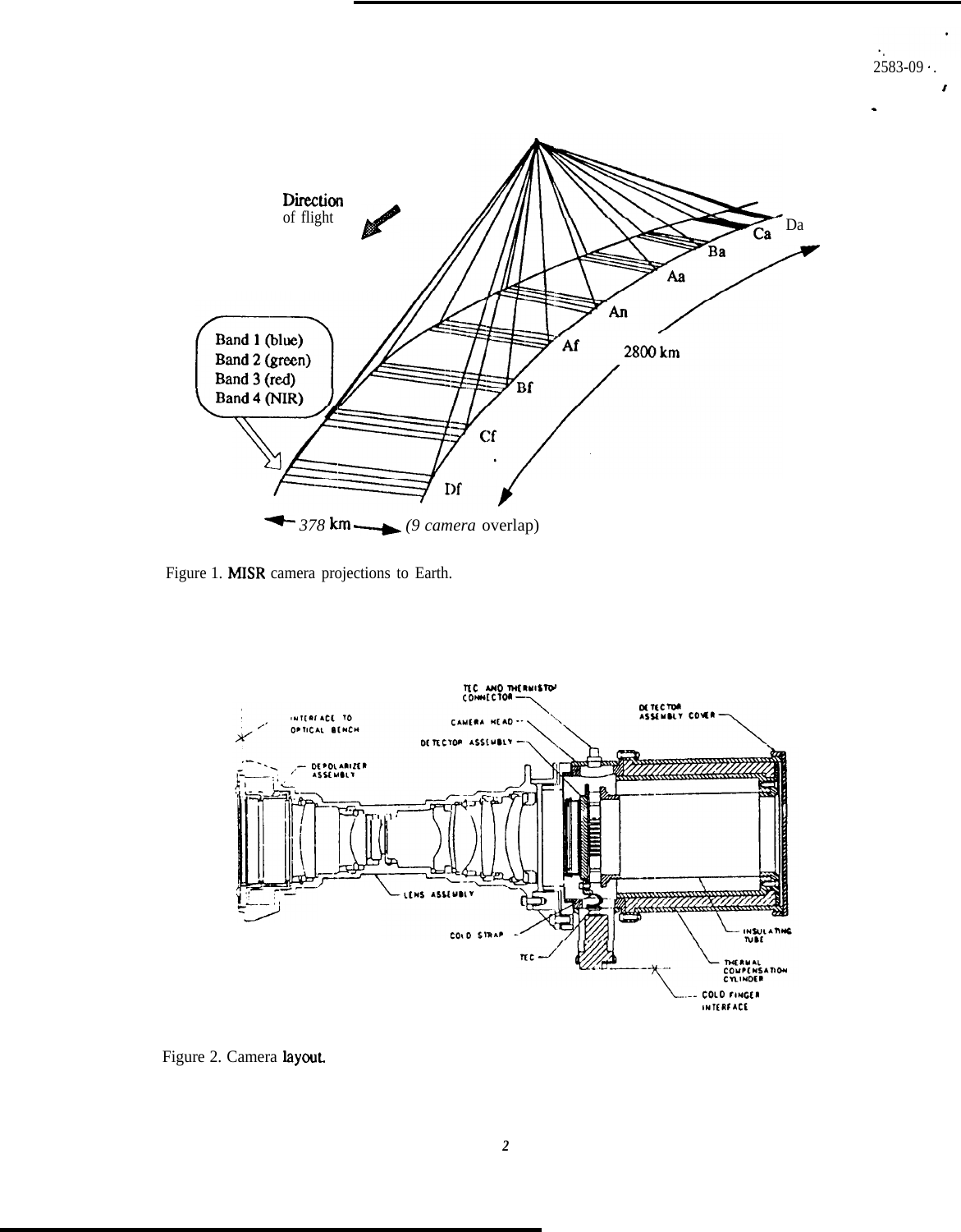Figure 1. MISR camera projections to Earth.

Figure 2. Camera layout.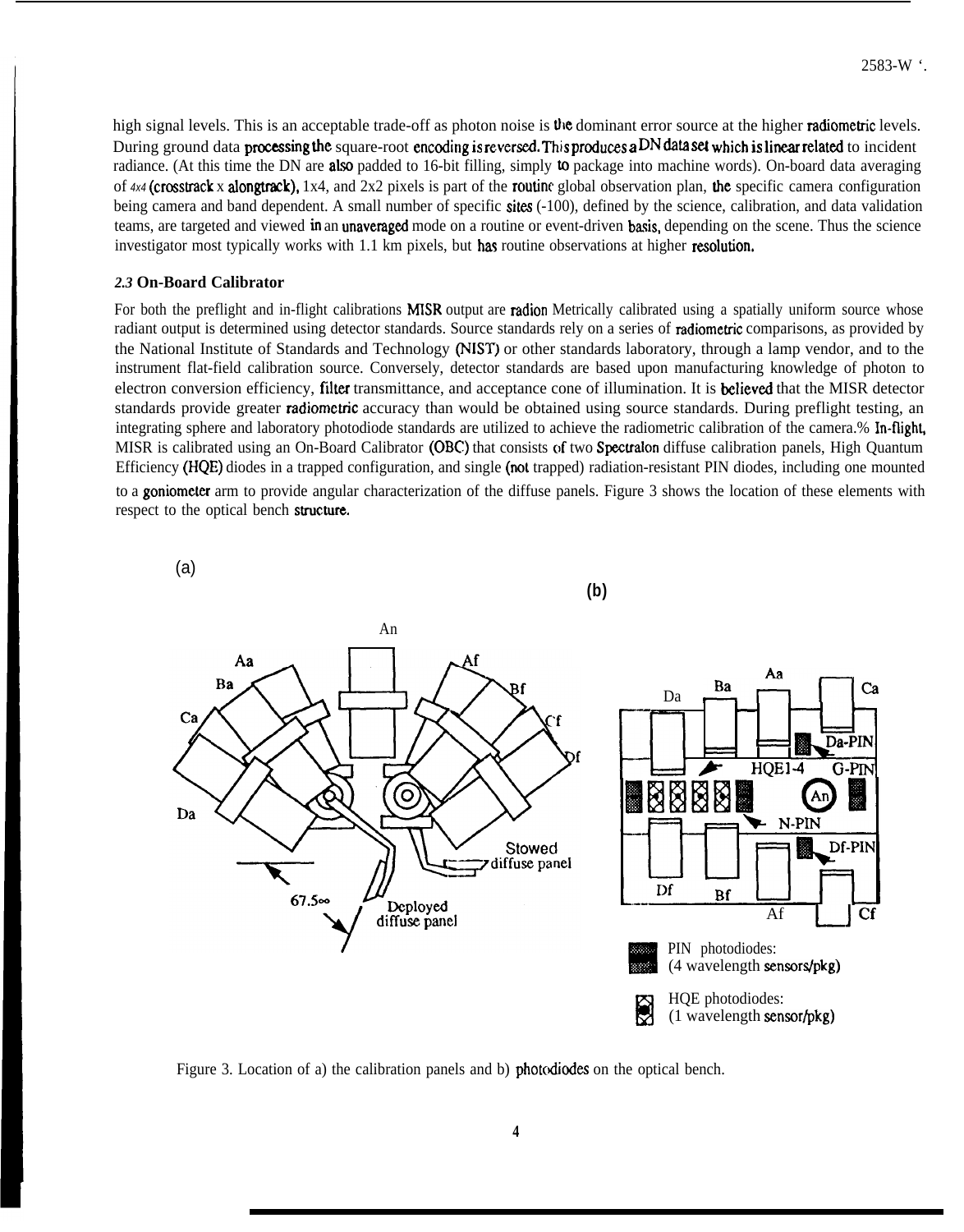high signal levels. This is an acceptable trade-off as photon noise is the dominant error source at the higher radiometric levels. During ground data processing the square-root encoding is reversed. This produces a DN data set which is linear related to incident radiance. (At this time the DN are also padded to 16-bit filling, simply to package into machine words). On-board data averaging of 4x4 (crosstrack x alongtrack), 1x4, and 2x2 pixels is part of the routine global observation plan, the specific camera configuration being camera and band dependent. A small number of specific sites (-100), defined by the science, calibration, and data validation teams, are targeted and viewed in an unaveraged mode on a routine or event-driven basis, depending on the scene. Thus the science investigator most typically works with 1.1 km pixels, but has routine observations at higher resolution.

### *2.3* On-Board Calibrator

For both the preflight and in-flight calibrations MISR output are radion Metrically calibrated using a spatially uniform source whose radiant output is determined using detector standards. Source standards rely on a series of radiometric comparisons, as provided by the National Institute of Standards and Technology (NIST) or other standards laboratory, through a lamp vendor, and to the instrument flat-field calibration source. Conversely, detector standards are based upon manufacturing knowledge of photon to electron conversion efficiency, filter transmittance, and acceptance cone of illumination. It is believed that the MISR detector standards provide greater radiometric accuracy than would be obtained using source standards. During preflight testing, an integrating sphere and laboratory photodiode standards are utilized to achieve the radiometric calibration of the camera.% In-flight, MISR is calibrated using an On-Board Calibrator (OBC) that consists of two Spectralon diffuse calibration panels, High Quantum Efficiency (HQE) diodes in a trapped configuration, and single (not trapped) radiation-resistant PIN diodes, including one mounted to a goniometer arm to provide angular characterization of the diffuse panels. Figure 3 shows the location of these elements with respect to the optical bench structure.

(a) An, Aa, Af, Ba, Bf, Ca, Cf, Da, Df, Stowed diffuse panel, 67.5°, Deployed diffuse panel

(b) Da, Ba, Aa, Ca, Da-PIN, HQE1-4, G-PIN, An, N-PIN, Df-PIN, Df, Bf, Af, Cf

PIN photodiodes: (4 wavelength sensors/pkg)

HQE photodiodes: (1 wavelength sensor/pkg)

Figure 3. Location of a) the calibration panels and b) photodiodes on the optical bench.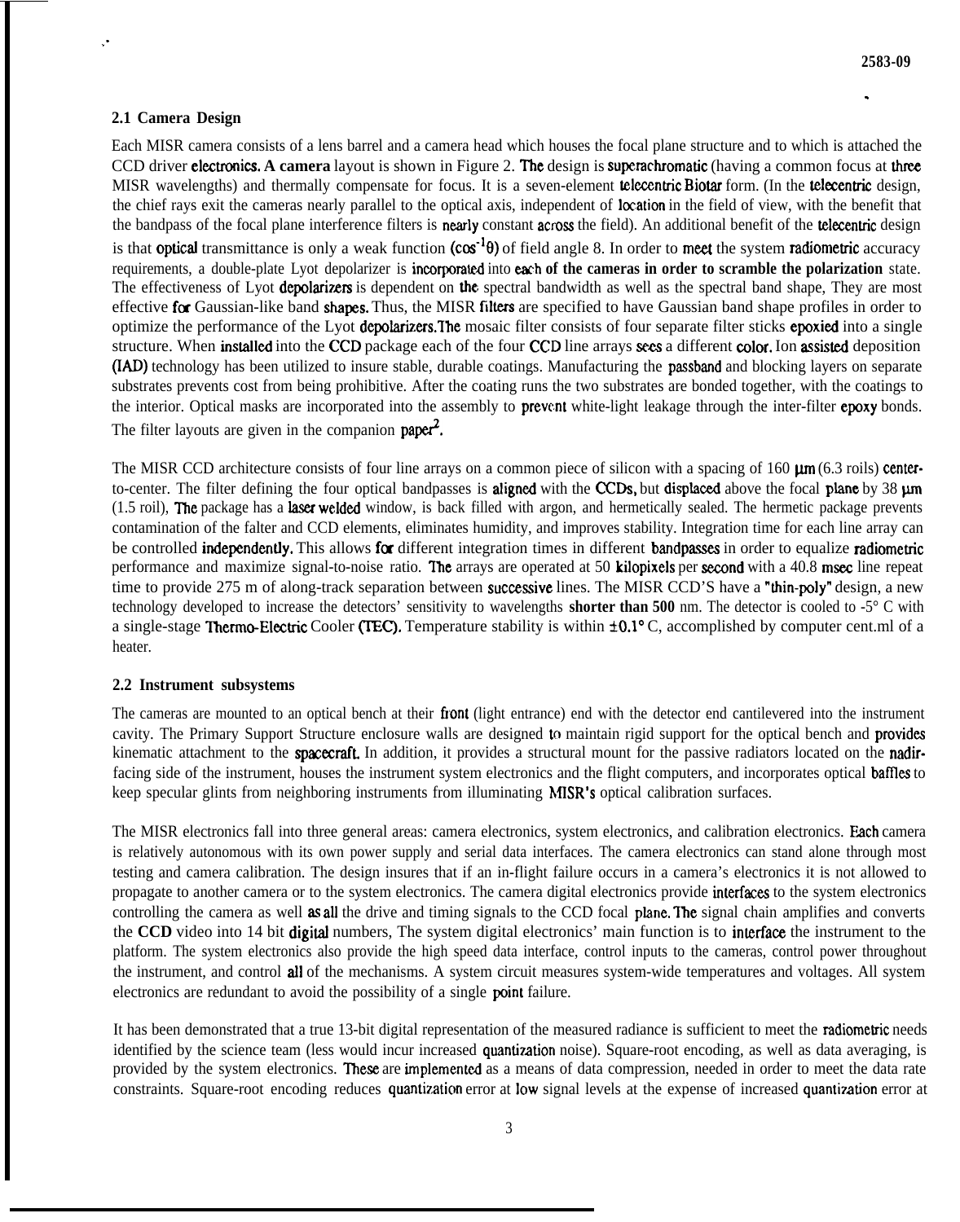## 2.1 Camera Design

Each MISR camera consists of a lens barrel and a camera head which houses the focal plane structure and to which is attached the CCD driver electronics. **A camera** layout is shown in Figure 2. The design is superachromatic (having a common focus at three MISR wavelengths) and thermally compensate for focus. It is a seven-element telecentric Biotar form. (In the telecentric design, the chief rays exit the cameras nearly parallel to the optical axis, independent of location in the field of view, with the benefit that the bandpass of the focal plane interference filters is nearly constant across the field). An additional benefit of the telecentric design is that optical transmittance is only a weak function $(\cos^{-1}\theta)$ of field angle 8. In order to meet the system radiometric accuracy requirements, a double-plate Lyot depolarizer is incorporated into each **of the cameras in order to scramble the polarization** state. The effectiveness of Lyot depolarizers is dependent on the spectral bandwidth as well as the spectral band shape, They are most effective for Gaussian-like band shapes. Thus, the MISR filters are specified to have Gaussian band shape profiles in order to optimize the performance of the Lyot depolarizers.The mosaic filter consists of four separate filter sticks epoxied into a single structure. When installed into the CCD package each of the four CCD line arrays sees a different color. Ion assisted deposition (IAD) technology has been utilized to insure stable, durable coatings. Manufacturing the passband and blocking layers on separate substrates prevents cost from being prohibitive. After the coating runs the two substrates are bonded together, with the coatings to the interior. Optical masks are incorporated into the assembly to prevent white-light leakage through the inter-filter epoxy bonds. The filter layouts are given in the companion paper[2].

The MISR CCD architecture consists of four line arrays on a common piece of silicon with a spacing of 160 µm (6.3 roils) center-to-center. The filter defining the four optical bandpasses is aligned with the CCDs, but displaced above the focal plane by 38 µm (1.5 roil), The package has a laser welded window, is back filled with argon, and hermetically sealed. The hermetic package prevents contamination of the falter and CCD elements, eliminates humidity, and improves stability. Integration time for each line array can be controlled independently. This allows for different integration times in different bandpasses in order to equalize radiometric performance and maximize signal-to-noise ratio. The arrays are operated at 50 kilopixels per second with a 40.8 msec line repeat time to provide 275 m of along-track separation between successive lines. The MISR CCD'S have a "thin-poly" design, a new technology developed to increase the detectors' sensitivity to wavelengths **shorter than 500** nm. The detector is cooled to -5° C with a single-stage Thermo-Electric Cooler (TEC). Temperature stability is within ±0.1° C, accomplished by computer cent.ml of a heater.

## 2.2 Instrument subsystems

The cameras are mounted to an optical bench at their front (light entrance) end with the detector end cantilevered into the instrument cavity. The Primary Support Structure enclosure walls are designed to maintain rigid support for the optical bench and provides kinematic attachment to the spacecraft. In addition, it provides a structural mount for the passive radiators located on the nadir-facing side of the instrument, houses the instrument system electronics and the flight computers, and incorporates optical baffles to keep specular glints from neighboring instruments from illuminating MISR's optical calibration surfaces.

The MISR electronics fall into three general areas: camera electronics, system electronics, and calibration electronics. Each camera is relatively autonomous with its own power supply and serial data interfaces. The camera electronics can stand alone through most testing and camera calibration. The design insures that if an in-flight failure occurs in a camera's electronics it is not allowed to propagate to another camera or to the system electronics. The camera digital electronics provide interfaces to the system electronics controlling the camera as well as all the drive and timing signals to the CCD focal plane. The signal chain amplifies and converts the **CCD** video into 14 bit digital numbers, The system digital electronics' main function is to interface the instrument to the platform. The system electronics also provide the high speed data interface, control inputs to the cameras, control power throughout the instrument, and control all of the mechanisms. A system circuit measures system-wide temperatures and voltages. All system electronics are redundant to avoid the possibility of a single point failure.

It has been demonstrated that a true 13-bit digital representation of the measured radiance is sufficient to meet the radiometric needs identified by the science team (less would incur increased quantization noise). Square-root encoding, as well as data averaging, is provided by the system electronics. These are implemented as a means of data compression, needed in order to meet the data rate constraints. Square-root encoding reduces quantization error at low signal levels at the expense of increased quantization error at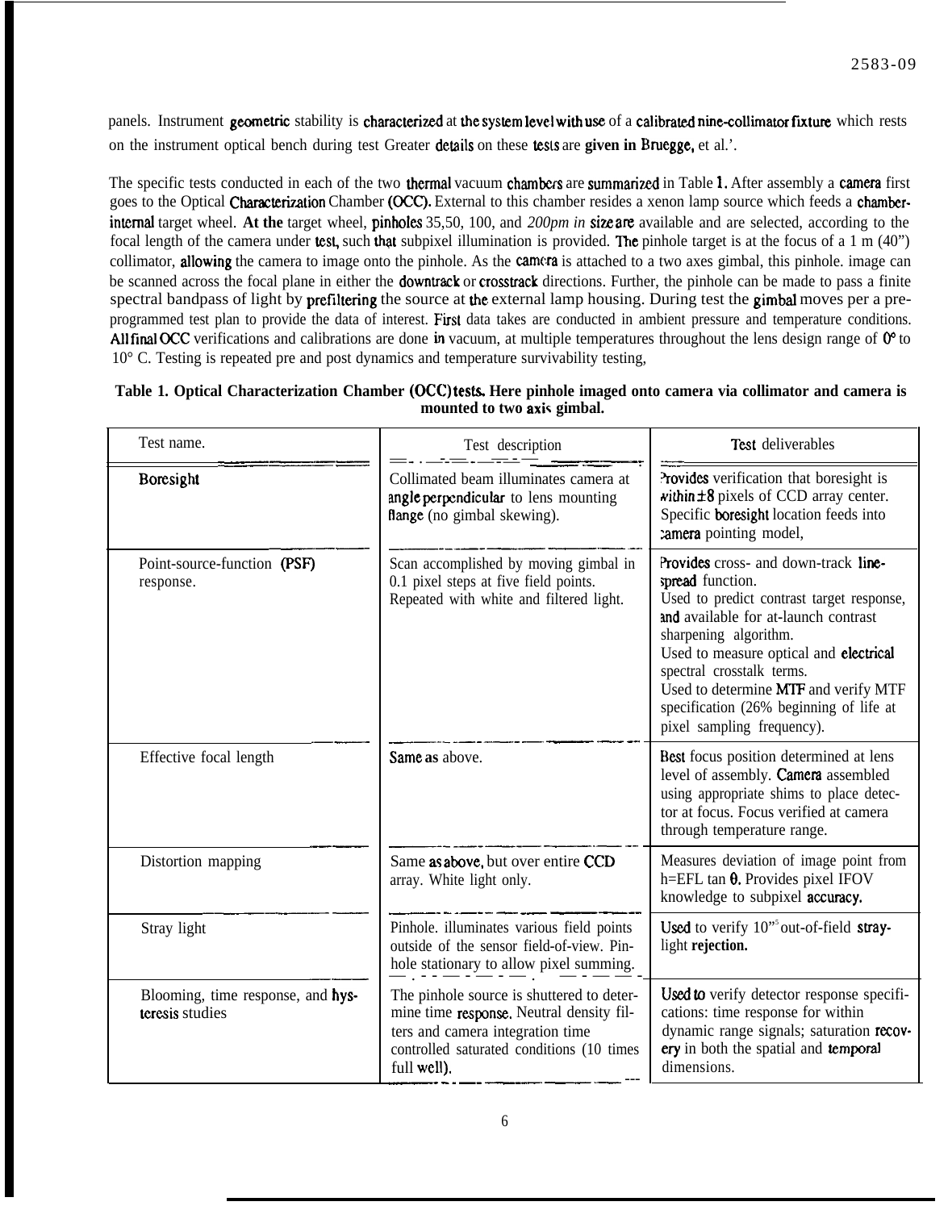panels. Instrument geometric stability is characterized at the system level with use of a calibrated nine-collimator fixture which rests on the instrument optical bench during test Greater details on these tests are given in Bruegge, et al.'.

The specific tests conducted in each of the two thermal vacuum chambers are summarized in Table 1. After assembly a camera first goes to the Optical Characterization Chamber (OCC). External to this chamber resides a xenon lamp source which feeds a chamber-internal target wheel. **At the** target wheel, pinholes 35,50, 100, and *200pm in* size are available and are selected, according to the focal length of the camera under test, such that subpixel illumination is provided. The pinhole target is at the focus of a 1 m (40") collimator, allowing the camera to image onto the pinhole. As the camera is attached to a two axes gimbal, this pinhole. image can be scanned across the focal plane in either the downtrack or crosstrack directions. Further, the pinhole can be made to pass a finite spectral bandpass of light by prefiltering the source at the external lamp housing. During test the gimbal moves per a pre-programmed test plan to provide the data of interest. First data takes are conducted in ambient pressure and temperature conditions. All final OCC verifications and calibrations are done in vacuum, at multiple temperatures throughout the lens design range of 0° to 10° C. Testing is repeated pre and post dynamics and temperature survivability testing,

**Table 1. Optical Characterization Chamber (OCC) tests. Here pinhole imaged onto camera via collimator and camera is mounted to two axis gimbal.**

| Test name. | Test description | Test deliverables |
|---|---|---|
| Boresight | Collimated beam illuminates camera at angle perpendicular to lens mounting flange (no gimbal skewing). | Provides verification that boresight is within ±8 pixels of CCD array center. Specific boresight location feeds into camera pointing model, |
| Point-source-function (PSF) response. | Scan accomplished by moving gimbal in 0.1 pixel steps at five field points. Repeated with white and filtered light. | Provides cross- and down-track line-spread function. Used to predict contrast target response, and available for at-launch contrast sharpening algorithm. Used to measure optical and electrical spectral crosstalk terms. Used to determine MTF and verify MTF specification (26% beginning of life at pixel sampling frequency). |
| Effective focal length | Same as above. | Best focus position determined at lens level of assembly. Camera assembled using appropriate shims to place detector at focus. Focus verified at camera through temperature range. |
| Distortion mapping | Same as above, but over entire CCD array. White light only. | Measures deviation of image point from h=EFL tan θ. Provides pixel IFOV knowledge to subpixel accuracy. |
| Stray light | Pinhole. illuminates various field points outside of the sensor field-of-view. Pinhole stationary to allow pixel summing. | Used to verify 10"[5] out-of-field stray-light **rejection.** |
| Blooming, time response, and hysteresis studies | The pinhole source is shuttered to determine time response. Neutral density filters and camera integration time controlled saturated conditions (10 times full well). | Used to verify detector response specifications: time response for within dynamic range signals; saturation recovery in both the spatial and temporal dimensions. |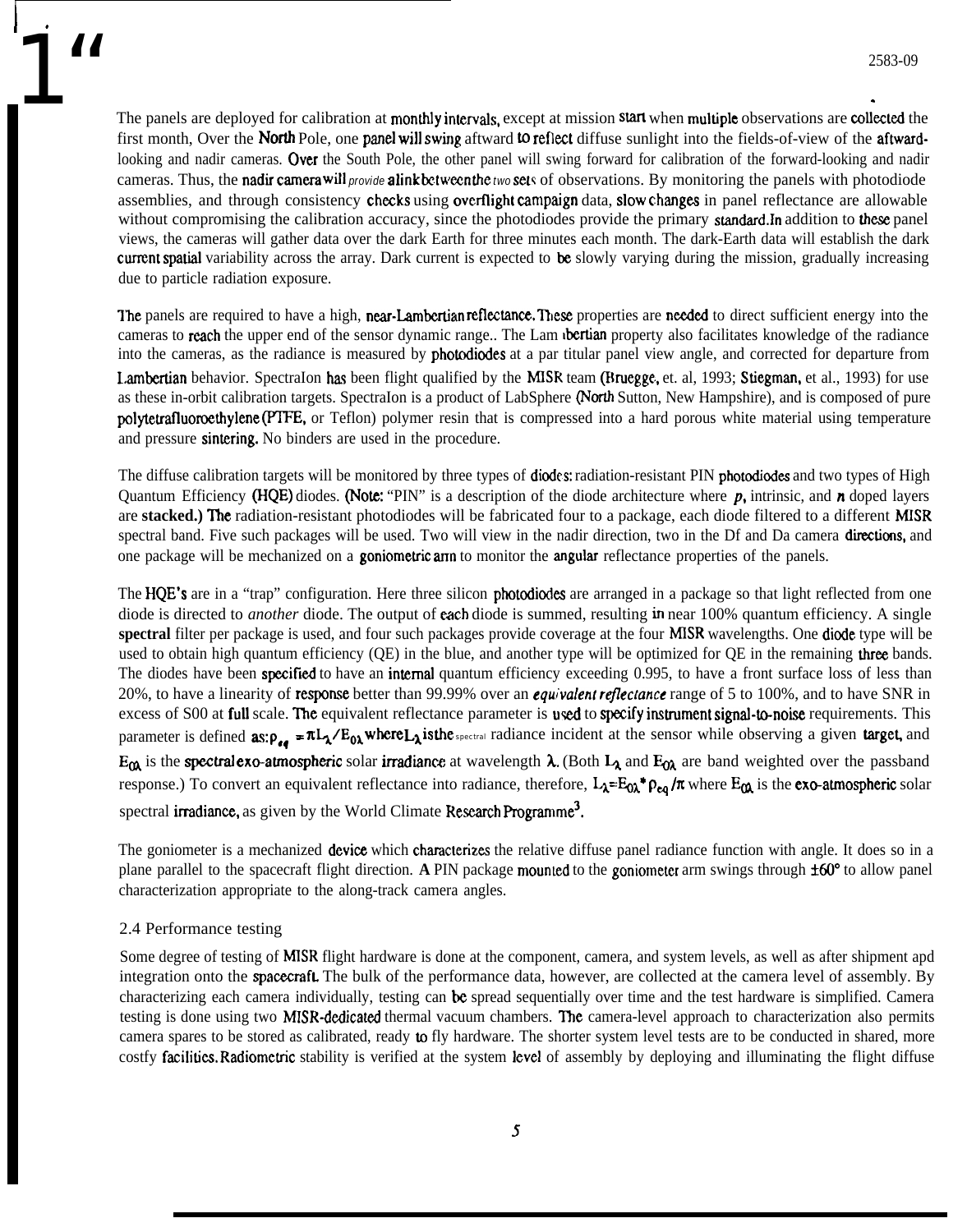The panels are deployed for calibration at monthly intervals, except at mission start when multiple observations are collected the first month, Over the North Pole, one panel will swing aftward to reflect diffuse sunlight into the fields-of-view of the aftward-looking and nadir cameras. Over the South Pole, the other panel will swing forward for calibration of the forward-looking and nadir cameras. Thus, the nadir camera will provide a link between the two sets of observations. By monitoring the panels with photodiode assemblies, and through consistency checks using overflight campaign data, slow changes in panel reflectance are allowable without compromising the calibration accuracy, since the photodiodes provide the primary standard. In addition to these panel views, the cameras will gather data over the dark Earth for three minutes each month. The dark-Earth data will establish the dark current spatial variability across the array. Dark current is expected to be slowly varying during the mission, gradually increasing due to particle radiation exposure.

The panels are required to have a high, near-Lambertian reflectance. These properties are needed to direct sufficient energy into the cameras to reach the upper end of the sensor dynamic range.. The Lambertian property also facilitates knowledge of the radiance into the cameras, as the radiance is measured by photodiodes at a par titular panel view angle, and corrected for departure from Lambertian behavior. Spectralon has been flight qualified by the MISR team (Bruegge, et. al, 1993; Stiegman, et al., 1993) for use as these in-orbit calibration targets. Spectralon is a product of LabSphere (North Sutton, New Hampshire), and is composed of pure polytetrafluoroethylene (PTFE, or Teflon) polymer resin that is compressed into a hard porous white material using temperature and pressure sintering. No binders are used in the procedure.

The diffuse calibration targets will be monitored by three types of diodes: radiation-resistant PIN photodiodes and two types of High Quantum Efficiency (HQE) diodes. (Note: "PIN" is a description of the diode architecture where *p*, intrinsic, and *n* doped layers are **stacked.)** The radiation-resistant photodiodes will be fabricated four to a package, each diode filtered to a different MISR spectral band. Five such packages will be used. Two will view in the nadir direction, two in the Df and Da camera directions, and one package will be mechanized on a goniometric arm to monitor the angular reflectance properties of the panels.

The HQE's are in a "trap" configuration. Here three silicon photodiodes are arranged in a package so that light reflected from one diode is directed to *another* diode. The output of each diode is summed, resulting in near 100% quantum efficiency. A single **spectral** filter per package is used, and four such packages provide coverage at the four MISR wavelengths. One diode type will be used to obtain high quantum efficiency (QE) in the blue, and another type will be optimized for QE in the remaining three bands. The diodes have been specified to have an internal quantum efficiency exceeding 0.995, to have a front surface loss of less than 20%, to have a linearity of response better than 99.99% over an *equivalent reflectance* range of 5 to 100%, and to have SNR in excess of S00 at full scale. The equivalent reflectance parameter is used to specify instrument signal-to-noise requirements. This parameter is defined as: $\rho_{eq} = \pi L_\lambda / E_{0\lambda}$ where $L_\lambda$ is the spectral radiance incident at the sensor while observing a given target, and $E_{0\lambda}$ is the spectral exo-atmospheric solar irradiance at wavelength $\lambda$. (Both $L_\lambda$ and $E_{0\lambda}$ are band weighted over the passband response.) To convert an equivalent reflectance into radiance, therefore, $L_\lambda = E_{0\lambda} * \rho_{eq} / \pi$ where $E_{0\lambda}$ is the exo-atmospheric solar spectral irradiance, as given by the World Climate Research Programme[3].

The goniometer is a mechanized device which characterizes the relative diffuse panel radiance function with angle. It does so in a plane parallel to the spacecraft flight direction. **A** PIN package mounted to the goniometer arm swings through ±60° to allow panel characterization appropriate to the along-track camera angles.

## 2.4 Performance testing

Some degree of testing of MISR flight hardware is done at the component, camera, and system levels, as well as after shipment apd integration onto the spacecraft. The bulk of the performance data, however, are collected at the camera level of assembly. By characterizing each camera individually, testing can be spread sequentially over time and the test hardware is simplified. Camera testing is done using two MISR-dedicated thermal vacuum chambers. The camera-level approach to characterization also permits camera spares to be stored as calibrated, ready to fly hardware. The shorter system level tests are to be conducted in shared, more costfy facilities. Radiometric stability is verified at the system level of assembly by deploying and illuminating the flight diffuse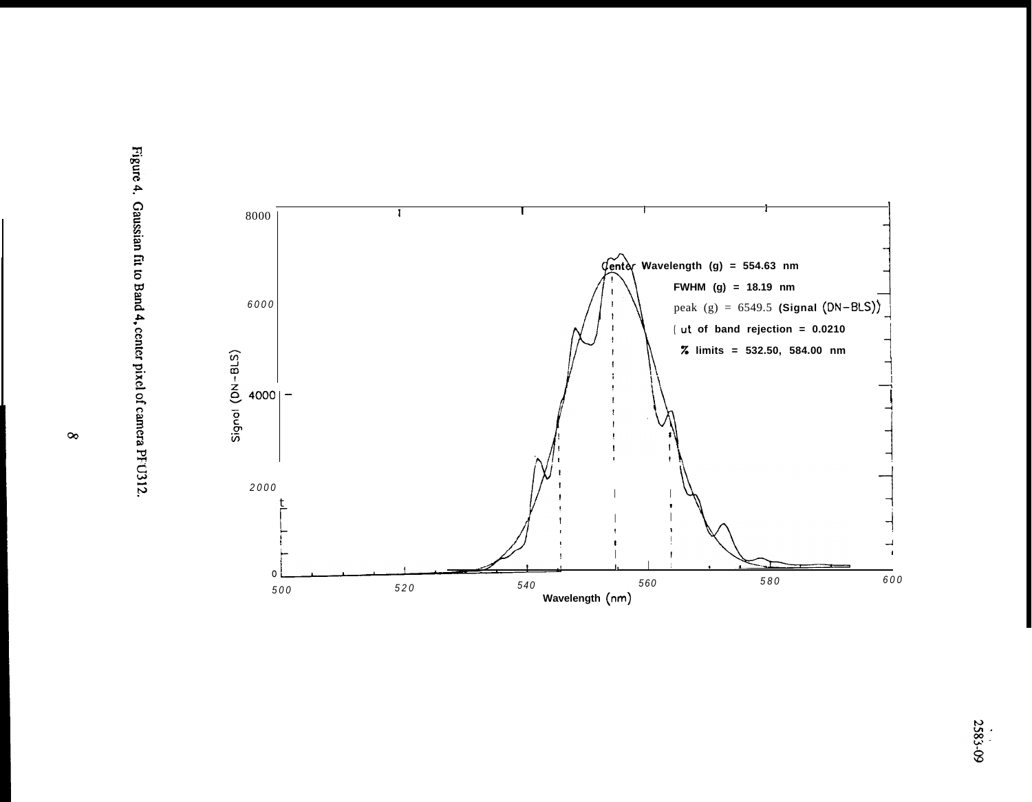Center Wavelength (g) = 554.63 nm

FWHM (g) = 18.19 nm

peak (g) = 6549.5 (Signal (DN-BLS))

Out of band rejection = 0.0210

% limits = 532.50, 584.00 nm

Figure 4. Gaussian fit to Band 4, center pixel of camera PFU312.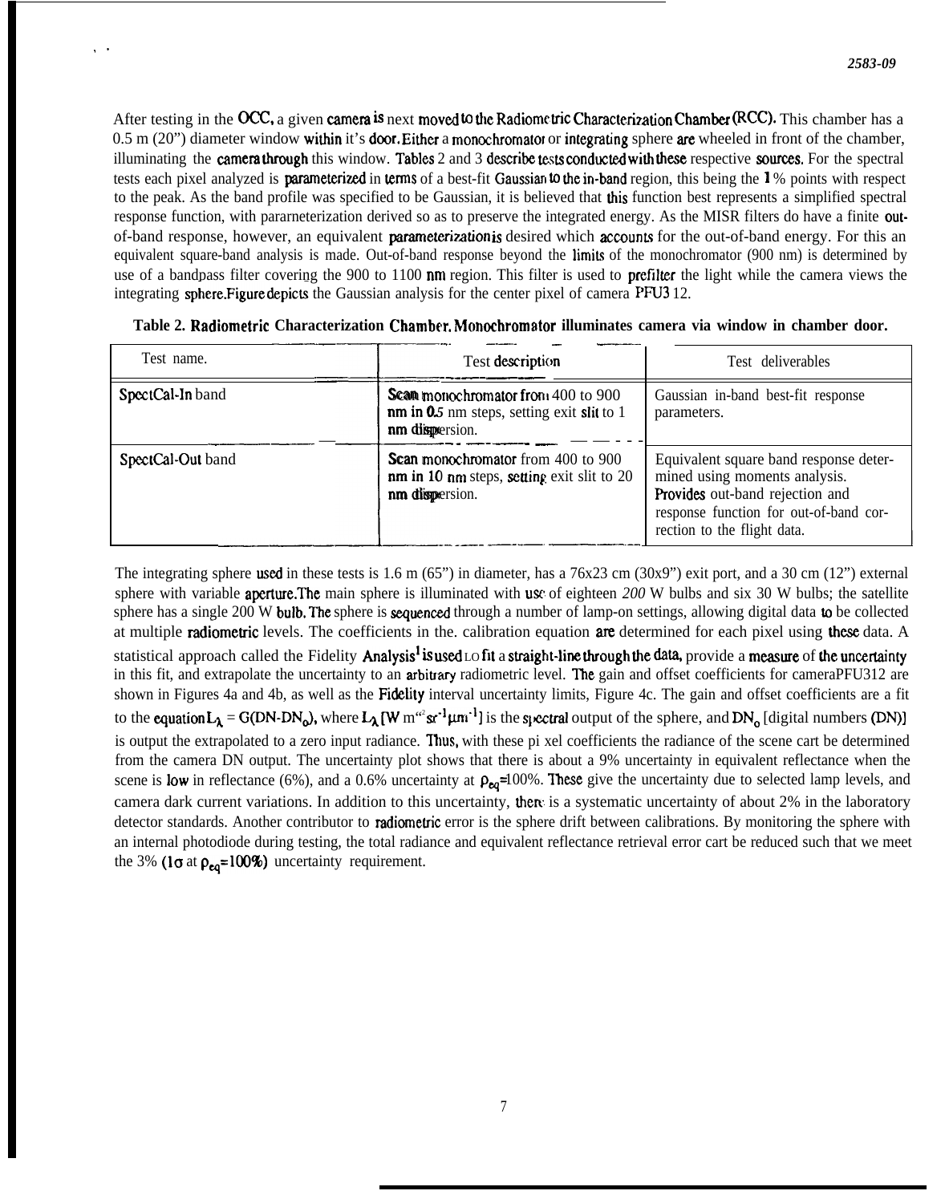After testing in the OCC, a given camera is next moved to the Radiometric Characterization Chamber (RCC). This chamber has a 0.5 m (20") diameter window within it's door. Either a monochromator or integrating sphere are wheeled in front of the chamber, illuminating the camera through this window. Tables 2 and 3 describe tests conducted with these respective sources. For the spectral tests each pixel analyzed is parameterized in terms of a best-fit Gaussian to the in-band region, this being the 1% points with respect to the peak. As the band profile was specified to be Gaussian, it is believed that this function best represents a simplified spectral response function, with pararneterization derived so as to preserve the integrated energy. As the MISR filters do have a finite out-of-band response, however, an equivalent parameterization is desired which accounts for the out-of-band energy. For this an equivalent square-band analysis is made. Out-of-band response beyond the limits of the monochromator (900 nm) is determined by use of a bandpass filter covering the 900 to 1100 nm region. This filter is used to prefilter the light while the camera views the integrating sphere. Figure depicts the Gaussian analysis for the center pixel of camera PFU3 12.

**Table 2. Radiometric Characterization Chamber. Monochromator illuminates camera via window in chamber door.**

| Test name. | Test description | Test deliverables |
|---|---|---|
| SpectCal-In band | Scan monochromator from 400 to 900 nm in 0.5 nm steps, setting exit slit to 1 nm dispersion. | Gaussian in-band best-fit response parameters. |
| SpectCal-Out band | Scan monochromator from 400 to 900 nm in 10 nm steps, setting exit slit to 20 nm dispersion. | Equivalent square band response determined using moments analysis. Provides out-band rejection and response function for out-of-band correction to the flight data. |

The integrating sphere used in these tests is 1.6 m (65") in diameter, has a 76x23 cm (30x9") exit port, and a 30 cm (12") external sphere with variable aperture. The main sphere is illuminated with use of eighteen *200* W bulbs and six 30 W bulbs; the satellite sphere has a single 200 W bulb. The sphere is sequenced through a number of lamp-on settings, allowing digital data to be collected at multiple radiometric levels. The coefficients in the. calibration equation are determined for each pixel using these data. A statistical approach called the Fidelity Analysis[1] is used to fit a straight-line through the data, provide a measure of the uncertainty in this fit, and extrapolate the uncertainty to an arbitrary radiometric level. The gain and offset coefficients for cameraPFU312 are shown in Figures 4a and 4b, as well as the Fidelity interval uncertainty limits, Figure 4c. The gain and offset coefficients are a fit to the equation $L_\lambda = G(DN - DN_o)$, where $L_\lambda$ [$W\ m^{-2} sr^{-1} \mu m^{-1}$] is the spectral output of the sphere, and $DN_o$ [digital numbers (DN)] is output the extrapolated to a zero input radiance. Thus, with these pi xel coefficients the radiance of the scene cart be determined from the camera DN output. The uncertainty plot shows that there is about a 9% uncertainty in equivalent reflectance when the scene is low in reflectance (6%), and a 0.6% uncertainty at $\rho_{eq}$=100%. These give the uncertainty due to selected lamp levels, and camera dark current variations. In addition to this uncertainty, there is a systematic uncertainty of about 2% in the laboratory detector standards. Another contributor to radiometric error is the sphere drift between calibrations. By monitoring the sphere with an internal photodiode during testing, the total radiance and equivalent reflectance retrieval error cart be reduced such that we meet the 3% ($1\sigma$ at $\rho_{eq}$=100%) uncertainty requirement.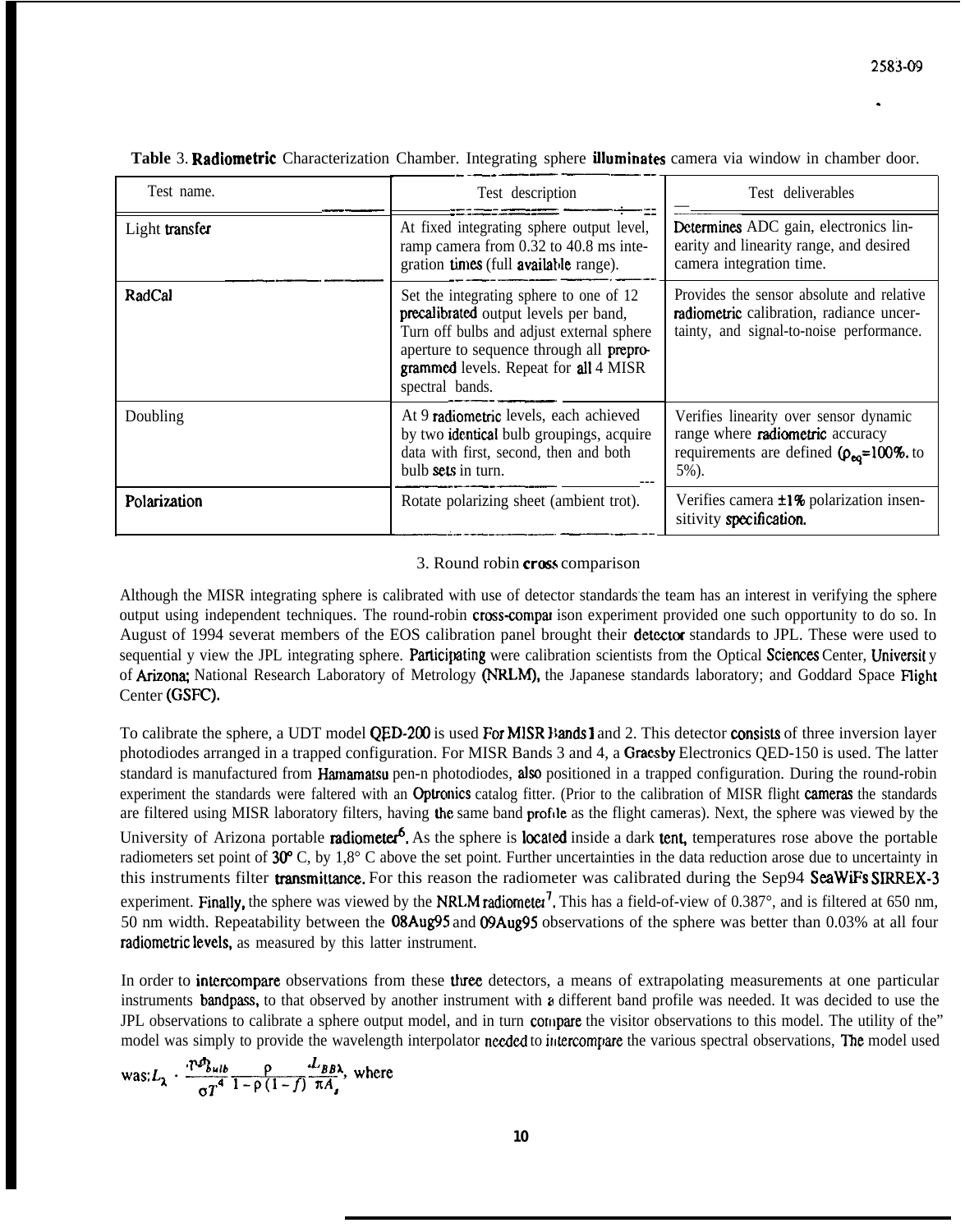**Table** 3. **Radiometric** Characterization Chamber. Integrating sphere **illuminates** camera via window in chamber door.

| Test name. | Test description | Test deliverables |
|---|---|---|
| Light transfer | At fixed integrating sphere output level, ramp camera from 0.32 to 40.8 ms integration times (full available range). | Determines ADC gain, electronics linearity and linearity range, and desired camera integration time. |
| RadCal | Set the integrating sphere to one of 12 precalibrated output levels per band, Turn off bulbs and adjust external sphere aperture to sequence through all preprogrammed levels. Repeat for all 4 MISR spectral bands. | Provides the sensor absolute and relative radiometric calibration, radiance uncertainty, and signal-to-noise performance. |
| Doubling | At 9 radiometric levels, each achieved by two identical bulb groupings, acquire data with first, second, then and both bulb sets in turn. | Verifies linearity over sensor dynamic range where radiometric accuracy requirements are defined ($\rho_{eq}$=100%. to 5%). |
| Polarization | Rotate polarizing sheet (ambient trot). | Verifies camera ±1% polarization insensitivity specification. |

3. Round robin cross comparison

Although the MISR integrating sphere is calibrated with use of detector standards the team has an interest in verifying the sphere output using independent techniques. The round-robin cross-comparison experiment provided one such opportunity to do so. In August of 1994 severat members of the EOS calibration panel brought their detector standards to JPL. These were used to sequential y view the JPL integrating sphere. Participating were calibration scientists from the Optical Sciences Center, Universit y of Arizona; National Research Laboratory of Metrology (NRLM), the Japanese standards laboratory; and Goddard Space Flight Center (GSFC).

To calibrate the sphere, a UDT model QED-200 is used For MISR Bands 1 and 2. This detector consists of three inversion layer photodiodes arranged in a trapped configuration. For MISR Bands 3 and 4, a Graesby Electronics QED-150 is used. The latter standard is manufactured from Hamamatsu pen-n photodiodes, also positioned in a trapped configuration. During the round-robin experiment the standards were faltered with an Optronics catalog fitter. (Prior to the calibration of MISR flight cameras the standards are filtered using MISR laboratory filters, having the same band profile as the flight cameras). Next, the sphere was viewed by the University of Arizona portable radiometer[6]. As the sphere is located inside a dark tent, temperatures rose above the portable radiometers set point of 30° C, by 1,8° C above the set point. Further uncertainties in the data reduction arose due to uncertainty in this instruments filter transmittance. For this reason the radiometer was calibrated during the Sep94 SeaWiFs SIRREX-3 experiment. Finally, the sphere was viewed by the NRLM radiometer[7]. This has a field-of-view of 0.387°, and is filtered at 650 nm, 50 nm width. Repeatability between the 08Aug95 and 09Aug95 observations of the sphere was better than 0.03% at all four radiometric levels, as measured by this latter instrument.

In order to intercompare observations from these three detectors, a means of extrapolating measurements at one particular instruments bandpass, to that observed by another instrument with a different band profile was needed. It was decided to use the JPL observations to calibrate a sphere output model, and in turn compare the visitor observations to this model. The utility of the" model was simply to provide the wavelength interpolator needed to intercompare the various spectral observations, The model used was: $L_\lambda \cdot \frac{P_{bulb}}{\sigma T^4} \frac{\rho}{1-\rho(1-f)} \frac{L_{BB\lambda}}{\pi A_s}$, where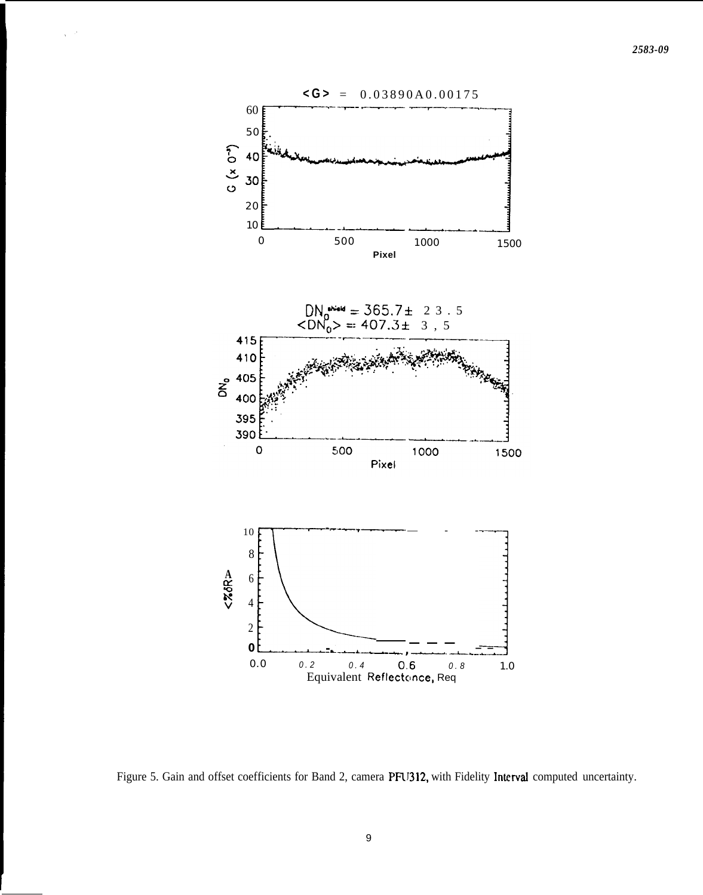Figure 5. Gain and offset coefficients for Band 2, camera PFU312, with Fidelity Interval computed uncertainty.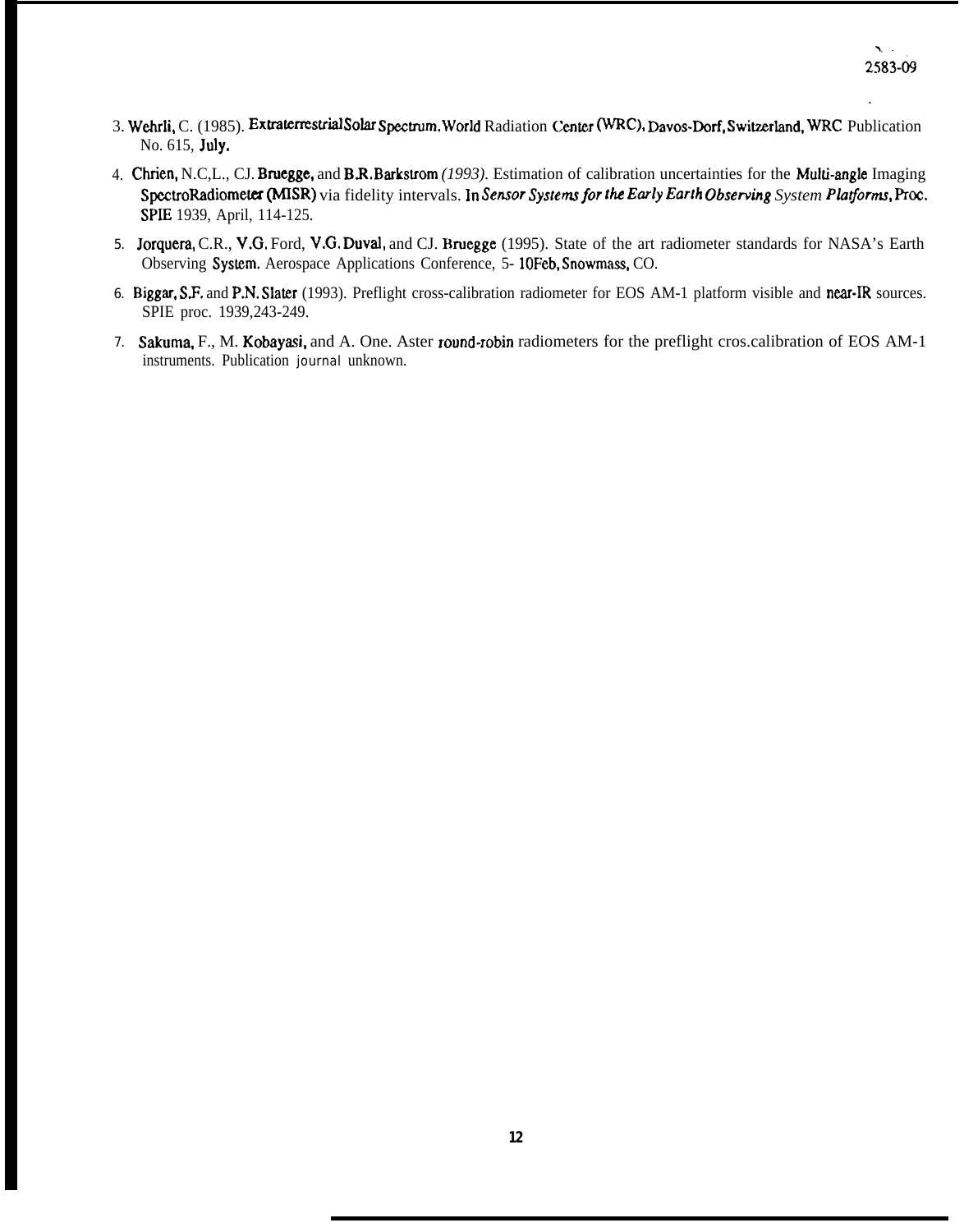3. Wehrli, C. (1985). Extraterrestrial Solar Spectrum. World Radiation Center (WRC), Davos-Dorf, Switzerland, WRC Publication No. 615, July.

4. Chrien, N.C,L., CJ. Bruegge, and B.R. Barkstrom *(1993)*. Estimation of calibration uncertainties for the Multi-angle Imaging SpectroRadiometer (MISR) via fidelity intervals. In *Sensor Systems for the Early Earth Observing System Platforms*, Proc. SPIE 1939, April, 114-125.

5. Jorquera, C.R., V.G. Ford, V.G. Duval, and CJ. Bruegge (1995). State of the art radiometer standards for NASA's Earth Observing System. Aerospace Applications Conference, 5- 10Feb, Snowmass, CO.

6. Biggar, S.F. and P.N. Slater (1993). Preflight cross-calibration radiometer for EOS AM-1 platform visible and near-IR sources. SPIE proc. 1939,243-249.

7. Sakuma, F., M. Kobayasi, and A. One. Aster round-robin radiometers for the preflight cros.calibration of EOS AM-1 instruments. Publication journal unknown.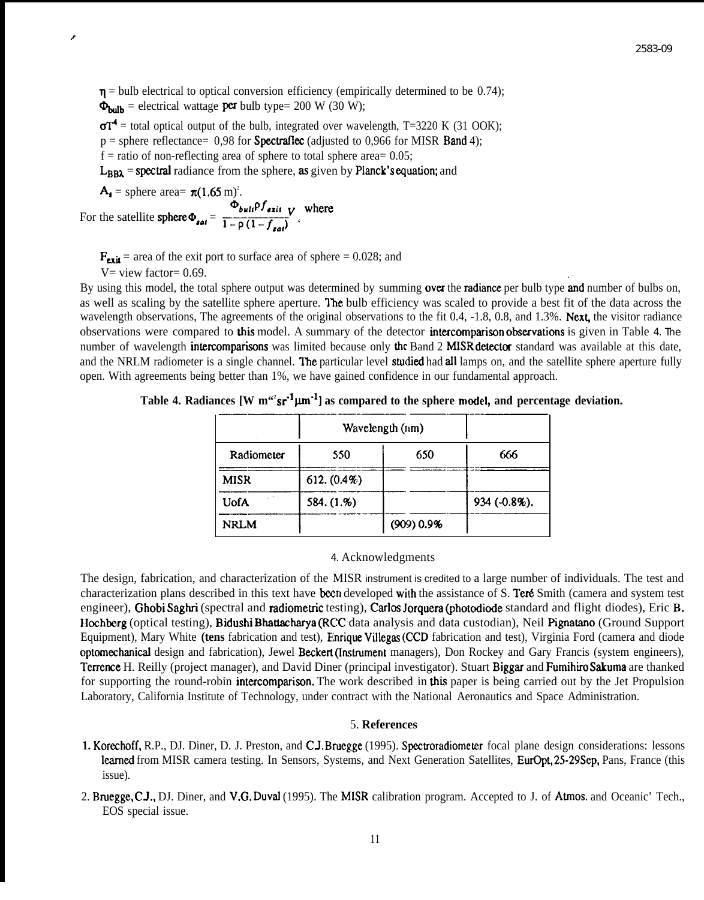$\eta$ = bulb electrical to optical conversion efficiency (empirically determined to be 0.74);

$\Phi_{bulb}$ = electrical wattage per bulb type= 200 W (30 W);

$\sigma T^4$ = total optical output of the bulb, integrated over wavelength, T=3220 K (31 OOK);

p = sphere reflectance= 0,98 for Spectraflec (adjusted to 0,966 for MISR Band 4);

f = ratio of non-reflecting area of sphere to total sphere area= 0.05;

$L_{BB\lambda}$ = spectral radiance from the sphere, as given by Planck's equation; and

$A_s$ = sphere area= $\pi(1.65 \text{ m})^2$.

For the satellite sphere $\Phi_{sat} = \frac{\Phi_{bulb} \rho f_{exit}}{1 - \rho(1 - f_{sat})} V$, where

$F_{exit}$ = area of the exit port to surface area of sphere = 0.028; and

V= view factor= 0.69.

By using this model, the total sphere output was determined by summing over the radiance per bulb type and number of bulbs on, as well as scaling by the satellite sphere aperture. The bulb efficiency was scaled to provide a best fit of the data across the wavelength observations, The agreements of the original observations to the fit 0.4, -1.8, 0.8, and 1.3%. Next, the visitor radiance observations were compared to this model. A summary of the detector intercomparison observations is given in Table 4. The number of wavelength intercomparisons was limited because only the Band 2 MISR detector standard was available at this date, and the NRLM radiometer is a single channel. The particular level studied had all lamps on, and the satellite sphere aperture fully open. With agreements being better than 1%, we have gained confidence in our fundamental approach.

**Table 4. Radiances [W m$^{-2}$sr$^{-1}$µm$^{-1}$] as compared to the sphere model, and percentage deviation.**

| | Wavelength (nm) | | |
|---|---|---|---|
| Radiometer | 550 | 650 | 666 |
| MISR | 612. (0.4%) | | |
| UofA | 584. (1.%) | | 934 (-0.8%). |
| NRLM | | (909) 0.9% | |

## 4. Acknowledgments

The design, fabrication, and characterization of the MISR instrument is credited to a large number of individuals. The test and characterization plans described in this text have been developed with the assistance of S. Teré Smith (camera and system test engineer), Ghobi Saghri (spectral and radiometric testing), Carlos Jorquera (photodiode standard and flight diodes), Eric B. Hochberg (optical testing), Bidushi Bhattacharya (RCC data analysis and data custodian), Neil Pignatano (Ground Support Equipment), Mary White (lens fabrication and test), Enrique Villegas (CCD fabrication and test), Virginia Ford (camera and diode optomechanical design and fabrication), Jewel Beckert (Instrument managers), Don Rockey and Gary Francis (system engineers), Terrence H. Reilly (project manager), and David Diner (principal investigator). Stuart Biggar and Fumihiro Sakuma are thanked for supporting the round-robin intercomparison. The work described in this paper is being carried out by the Jet Propulsion Laboratory, California Institute of Technology, under contract with the National Aeronautics and Space Administration.

## 5. References

1. Korechoff, R.P., DJ. Diner, D. J. Preston, and C.J. Bruegge (1995). Spectroradiometer focal plane design considerations: lessons learned from MISR camera testing. In Sensors, Systems, and Next Generation Satellites, EurOpt, 25-29Sep, Pans, France (this issue).
2. Bruegge, C.J., DJ. Diner, and V.G. Duval (1995). The MISR calibration program. Accepted to J. of Atmos. and Oceanic' Tech., EOS special issue.